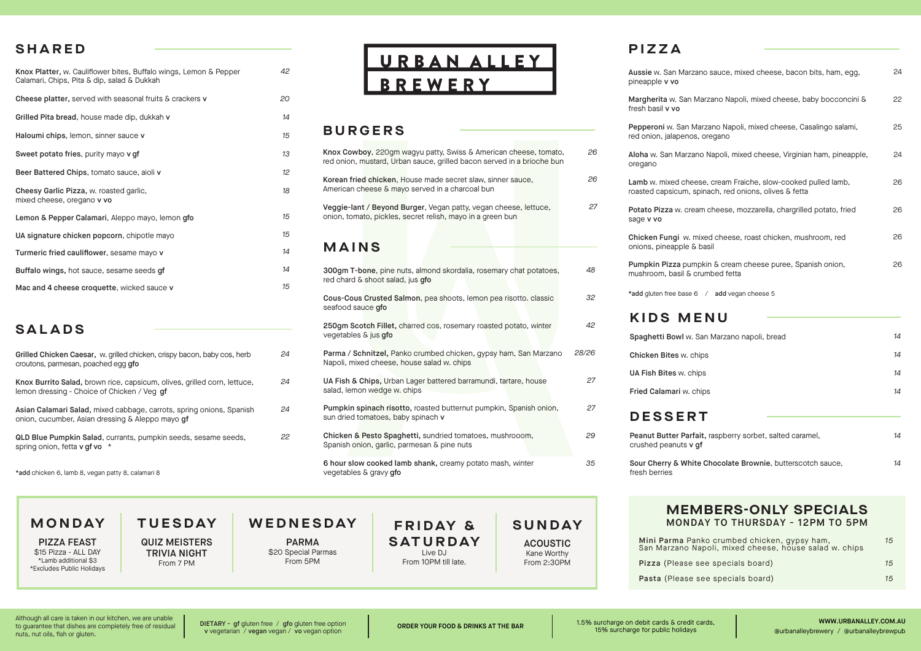# URBAN ALLEY BREWERY

## SHARED

**Knox Platter,** w. Cauliflower bites, Buffalo wings, Lemon & Pepper Calamari, Chips, Pita & dip, salad & Dukkah — *42*

**Cheese platter**, served with seasonal fruits & crackers **v** — *20*

**Grilled Pita bread**, house made dip, dukkah **v** — *14*

**Haloumi chips**, lemon, sinner sauce **v** — *15*

**Sweet potato fries**, purity mayo **v gf** — *13*

**Beer Battered Chips**, tomato sauce, aioli **v** — *12*

**Cheesy Garlic Pizza**, w. roasted garlic, mixed cheese, oregano **v vo** — *18*

**Lemon & Pepper Calamari**, Aleppo mayo, lemon **gfo** — *15*

**UA signature chicken popcorn**, chipotle mayo — *15*

**Turmeric fried cauliflower**, sesame mayo **v** — *14*

**Buffalo wings**, hot sauce, sesame seeds **gf** — *14*

**Mac and 4 cheese croquette**, wicked sauce **v** — *15*

## SALADS

**Grilled Chicken Caesar,** w. grilled chicken, crispy bacon, baby cos, herb croutons, parmesan, poached egg **gfo** — *24*

**Knox Burrito Salad,** brown rice, capsicum, olives, grilled corn, lettuce, lemon dressing - Choice of Chicken / Veg **gf** — *24*

**Asian Calamari Salad,** mixed cabbage, carrots, spring onions, Spanish onion, cucumber, Asian dressing & Aleppo mayo **gf** — *24*

**QLD Blue Pumpkin Salad**, currants, pumpkin seeds, sesame seeds, spring onion, fetta **v gf vo** * — *22*

***add** chicken 6, lamb 8, vegan patty 8, calamari 8

## BURGERS

**Knox Cowboy**, 220gm wagyu patty, Swiss & American cheese, tomato, red onion, mustard, Urban sauce, grilled bacon served in a brioche bun — *26*

**Korean fried chicken**, House made secret slaw, sinner sauce, American cheese & mayo served in a charcoal bun — *26*

**Veggie-lant / Beyond Burger**, Vegan patty, vegan cheese, lettuce, onion, tomato, pickles, secret relish, mayo in a green bun — *27*

## MAINS

**300gm T-bone**, pine nuts, almond skordalia, rosemary chat potatoes, red chard & shoot salad, jus **gfo** — *48*

**Cous-Cous Crusted Salmon**, pea shoots, lemon pea risotto. classic seafood sauce **gfo** — *32*

**250gm Scotch Fillet,** charred cos, rosemary roasted potato, winter vegetables & jus **gfo** — *42*

**Parma / Schnitzel**, Panko crumbed chicken, gypsy ham, San Marzano Napoli, mixed cheese, house salad w. chips — *28/26*

**UA Fish & Chips,** Urban Lager battered barramundi, tartare, house salad, lemon wedge w. chips — *27*

**Pumpkin spinach risotto,** roasted butternut pumpkin, Spanish onion, sun dried tomatoes, baby spinach **v** — *27*

**Chicken & Pesto Spaghetti**, sundried tomatoes, mushrooom, Spanish onion, garlic, parmesan & pine nuts — *29*

**6 hour slow cooked lamb shank,** creamy potato mash, winter vegetables & gravy **gfo** — *35*

## PIZZA

**Aussie** w. San Marzano sauce, mixed cheese, bacon bits, ham, egg, pineapple **v vo** — 24

**Margherita** w. San Marzano Napoli, mixed cheese, baby bocconcini & fresh basil **v vo** — 22

**Pepperoni** w. San Marzano Napoli, mixed cheese, Casalingo salami, red onion, jalapenos, oregano — 25

**Aloha** w. San Marzano Napoli, mixed cheese, Virginian ham, pineapple, oregano — 24

**Lamb** w. mixed cheese, cream Fraiche, slow-cooked pulled lamb, roasted capsicum, spinach, red onions, olives & fetta — 26

**Potato Pizza** w. cream cheese, mozzarella, chargrilled potato, fried sage **v vo** — 26

**Chicken Fungi** w. mixed cheese, roast chicken, mushroom, red onions, pineapple & basil — 26

**Pumpkin Pizza** pumpkin & cream cheese puree, Spanish onion, mushroom, basil & crumbed fetta — 26

***add** gluten free base 6 / **add** vegan cheese 5

## KIDS MENU

**Spaghetti Bowl** w. San Marzano napoli, bread — *14*

**Chicken Bites** w. chips — *14*

**UA Fish Bites** w. chips — *14*

**Fried Calamari** w. chips — *14*

## DESSERT

**Peanut Butter Parfait**, raspberry sorbet, salted caramel, crushed peanuts **v gf** — *14*

**Sour Cherry & White Chocolate Brownie**, butterscotch sauce, fresh berries — *14*

---

**MONDAY**
PIZZA FEAST
$15 Pizza - ALL DAY
*Lamb additional $3
*Excludes Public Holidays

**TUESDAY**
QUIZ MEISTERS TRIVIA NIGHT
From 7 PM

**WEDNESDAY**
PARMA
$20 Special Parmas
From 5PM

**FRIDAY & SATURDAY**
Live DJ
From 10PM till late.

**SUNDAY**
ACOUSTIC
Kane Worthy
From 2:30PM

## MEMBERS-ONLY SPECIALS
### MONDAY TO THURSDAY - 12PM TO 5PM

**Mini Parma** Panko crumbed chicken, gypsy ham, San Marzano Napoli, mixed cheese, house salad w. chips — *15*

**Pizza** (Please see specials board) — *15*

**Pasta** (Please see specials board) — *15*

---

Although all care is taken in our kitchen, we are unable to guarantee that dishes are completely free of residual nuts, nut oils, fish or gluten.

DIETARY - **gf** gluten free / **gfo** gluten free option
**v** vegetarian / **vegan** vegan / **vo** vegan option

**ORDER YOUR FOOD & DRINKS AT THE BAR**

1.5% surcharge on debit cards & credit cards, 15% surcharge for public holidays

**WWW.URBANALLEY.COM.AU**
@urbanalleybrewery / @urbanalleybrewpub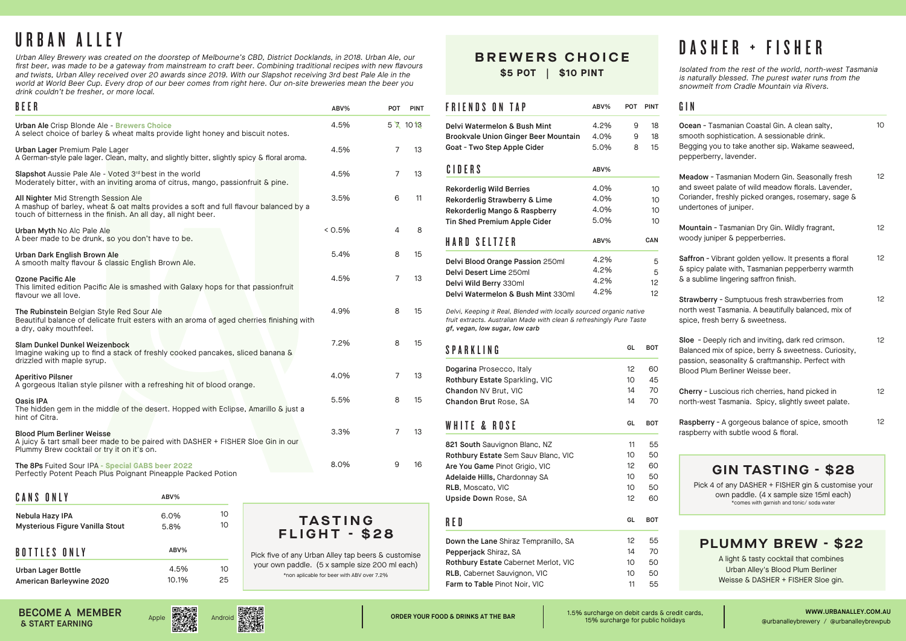# URBAN ALLEY

*Urban Alley Brewery was created on the doorstep of Melbourne's CBD, District Docklands, in 2018. Urban Ale, our first beer, was made to be a gateway from mainstream to craft beer. Combining traditional recipes with new flavours and twists, Urban Alley received over 20 awards since 2019. With our Slapshot receiving 3rd best Pale Ale in the world at World Beer Cup. Every drop of our beer comes from right here. Our on-site breweries mean the beer you drink couldn't be fresher, or more local.*

## BEER

| BEER | ABV% | POT | PINT |
|---|---|---|---|
| **Urban Ale** Crisp Blonde Ale - **Brewers Choice**<br>A select choice of barley & wheat malts provide light honey and biscuit notes. | 4.5% | 5 ~~7~~ | 10 ~~13~~ |
| **Urban Lager** Premium Pale Lager<br>A German-style pale lager. Clean, malty, and slightly bitter, slightly spicy & floral aroma. | 4.5% | 7 | 13 |
| **Slapshot** Aussie Pale Ale - Voted 3rd best in the world<br>Moderately bitter, with an inviting aroma of citrus, mango, passionfruit & pine. | 4.5% | 7 | 13 |
| **All Nighter** Mid Strength Session Ale<br>A mashup of barley, wheat & oat malts provides a soft and full flavour balanced by a touch of bitterness in the finish. An all day, all night beer. | 3.5% | 6 | 11 |
| **Urban Myth** No Alc Pale Ale<br>A beer made to be drunk, so you don't have to be. | < 0.5% | 4 | 8 |
| **Urban Dark English Brown Ale**<br>A smooth malty flavour & classic English Brown Ale. | 5.4% | 8 | 15 |
| **Ozone Pacific Ale**<br>This limited edition Pacific Ale is smashed with Galaxy hops for that passionfruit flavour we all love. | 4.5% | 7 | 13 |
| **The Rubinstein** Belgian Style Red Sour Ale<br>Beautiful balance of delicate fruit esters with an aroma of aged cherries finishing with a dry, oaky mouthfeel. | 4.9% | 8 | 15 |
| **Slam Dunkel Dunkel Weizenbock**<br>Imagine waking up to find a stack of freshly cooked pancakes, sliced banana & drizzled with maple syrup. | 7.2% | 8 | 15 |
| **Aperitivo Pilsner**<br>A gorgeous Italian style pilsner with a refreshing hit of blood orange. | 4.0% | 7 | 13 |
| **Oasis IPA**<br>The hidden gem in the middle of the desert. Hopped with Eclipse, Amarillo & just a hint of Citra. | 5.5% | 8 | 15 |
| **Blood Plum Berliner Weisse**<br>A juicy & tart small beer made to be paired with DASHER + FISHER Sloe Gin in our Plummy Brew cocktail or try it on it's on. | 3.3% | 7 | 13 |
| **The 8Ps** Fuited Sour IPA - **Special GABS beer 2022**<br>Perfectly Potent Peach Plus Poignant Pineapple Packed Potion | 8.0% | 9 | 16 |

## CANS ONLY

| CANS ONLY | ABV% | |
|---|---|---|
| **Nebula Hazy IPA** | 6.0% | 10 |
| **Mysterious Figure Vanilla Stout** | 5.8% | 10 |

## BOTTLES ONLY

| BOTTLES ONLY | ABV% | |
|---|---|---|
| **Urban Lager Bottle** | 4.5% | 10 |
| **American Barleywine 2020** | 10.1% | 25 |

## TASTING FLIGHT - $28

Pick five of any Urban Alley tap beers & customise your own paddle. (5 x sample size 200 ml each)

*non aplicable for beer with ABV over 7.2%

## BREWERS CHOICE

**$5 POT | $10 PINT**

## FRIENDS ON TAP

| FRIENDS ON TAP | ABV% | POT | PINT |
|---|---|---|---|
| **Delvi Watermelon & Bush Mint** | 4.2% | 9 | 18 |
| **Brookvale Union Ginger Beer Mountain** | 4.0% | 9 | 18 |
| **Goat - Two Step Apple Cider** | 5.0% | 8 | 15 |

## CIDERS

| CIDERS | ABV% | |
|---|---|---|
| **Rekorderlig Wild Berries** | 4.0% | 10 |
| **Rekorderlig Strawberry & Lime** | 4.0% | 10 |
| **Rekorderlig Mango & Raspberry** | 4.0% | 10 |
| **Tin Shed Premium Apple Cider** | 5.0% | 10 |

## HARD SELTZER

| HARD SELTZER | ABV% | CAN |
|---|---|---|
| **Delvi Blood Orange Passion** 250ml | 4.2% | 5 |
| **Delvi Desert Lime** 250ml | 4.2% | 5 |
| **Delvi Wild Berry** 330ml | 4.2% | 12 |
| **Delvi Watermelon & Bush Mint** 330ml | 4.2% | 12 |

*Delvi, Keeping it Real, Blended with locally sourced organic native fruit extracts. Australian Made with clean & refreshingly Pure Taste*
***gf, vegan, low sugar, low carb***

## SPARKLING

| SPARKLING | GL | BOT |
|---|---|---|
| **Dogarina** Prosecco, Italy | 12 | 60 |
| **Rothbury Estate** Sparkling, VIC | 10 | 45 |
| **Chandon** NV Brut, VIC | 14 | 70 |
| **Chandon Brut** Rose, SA | 14 | 70 |

## WHITE & ROSE

| WHITE & ROSE | GL | BOT |
|---|---|---|
| **821 South** Sauvignon Blanc, NZ | 11 | 55 |
| **Rothbury Estate** Sem Sauv Blanc, VIC | 10 | 50 |
| **Are You Game** Pinot Grigio, VIC | 12 | 60 |
| **Adelaide Hills,** Chardonnay SA | 10 | 50 |
| **RLB**, Moscato, VIC | 10 | 50 |
| **Upside Down** Rose, SA | 12 | 60 |

## RED

| RED | GL | BOT |
|---|---|---|
| **Down the Lane** Shiraz Tempranillo, SA | 12 | 55 |
| **Pepperjack** Shiraz, SA | 14 | 70 |
| **Rothbury Estate** Cabernet Merlot, VIC | 10 | 50 |
| **RLB**, Cabernet Sauvignon, VIC | 10 | 50 |
| **Farm to Table** Pinot Noir, VIC | 11 | 55 |

# DASHER + FISHER

*Isolated from the rest of the world, north-west Tasmania is naturally blessed. The purest water runs from the snowmelt from Cradle Mountain via Rivers.*

## GIN

| GIN | |
|---|---|
| **Ocean** - Tasmanian Coastal Gin. A clean salty, smooth sophistication. A sessionable drink. Begging you to take another sip. Wakame seaweed, pepperberry, lavender. | 10 |
| **Meadow** - Tasmanian Modern Gin. Seasonally fresh and sweet palate of wild meadow florals. Lavender, Coriander, freshly picked oranges, rosemary, sage & undertones of juniper. | 12 |
| **Mountain** - Tasmanian Dry Gin. Wildly fragrant, woody juniper & pepperberries. | 12 |
| **Saffron** - Vibrant golden yellow. It presents a floral & spicy palate with, Tasmanian pepperberry warmth & a sublime lingering saffron finish. | 12 |
| **Strawberry** - Sumptuous fresh strawberries from north west Tasmania. A beautifully balanced, mix of spice, fresh berry & sweetness. | 12 |
| **Sloe** - Deeply rich and inviting, dark red crimson. Balanced mix of spice, berry & sweetness. Curiosity, passion, seasonality & craftmanship. Perfect with Blood Plum Berliner Weisse beer. | 12 |
| **Cherry** - Luscious rich cherries, hand picked in north-west Tasmania. Spicy, slightly sweet palate. | 12 |
| **Raspberry** - A gorgeous balance of spice, smooth raspberry with subtle wood & floral. | 12 |

## GIN TASTING - $28

Pick 4 of any DASHER + FISHER gin & customise your own paddle. (4 x sample size 15ml each)

*comes with garnish and tonic/ soda water

## PLUMMY BREW - $22

A light & tasty cocktail that combines Urban Alley's Blood Plum Berliner Weisse & DASHER + FISHER Sloe gin.

**BECOME A MEMBER & START EARNING**

Apple Android

**ORDER YOUR FOOD & DRINKS AT THE BAR**

1.5% surcharge on debit cards & credit cards, 15% surcharge for public holidays

**WWW.URBANALLEY.COM.AU**
@urbanalleybrewery / @urbanalleybrewpub